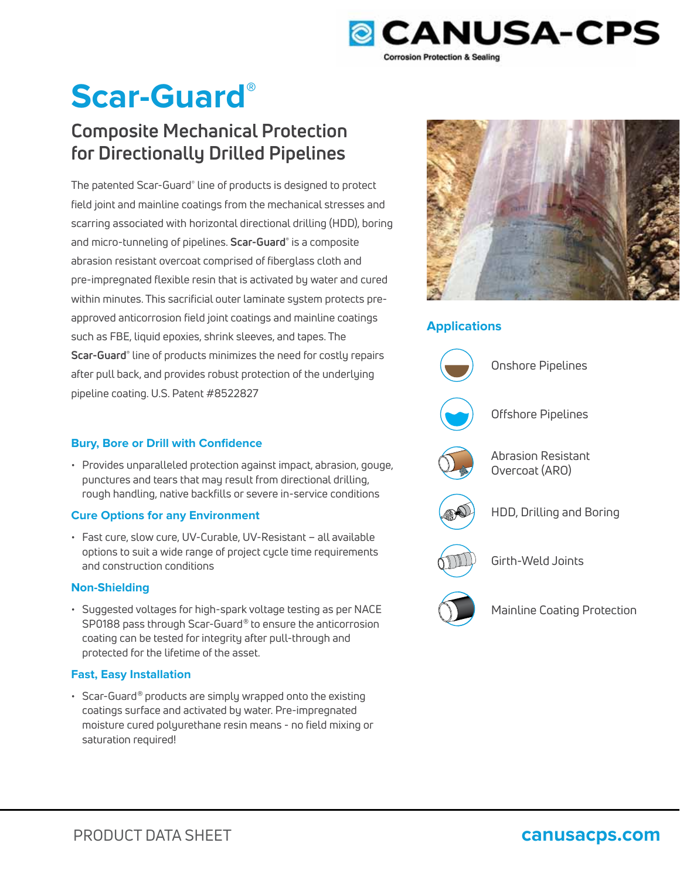# Scar-Guard®

## Composite Mechanical Protection for Directionally Drilled Pipelines

The patented Scar-Guard® line of products is designed to protect field joint and mainline coatings from the mechanical stresses and scarring associated with horizontal directional drilling (HDD), boring and micro-tunneling of pipelines. **Scar-Guard®** is a composite abrasion resistant overcoat comprised of fiberglass cloth and pre-impregnated flexible resin that is activated by water and cured within minutes. This sacrificial outer laminate system protects pre-approved anticorrosion field joint coatings and mainline coatings such as FBE, liquid epoxies, shrink sleeves, and tapes. The **Scar-Guard®** line of products minimizes the need for costly repairs after pull back, and provides robust protection of the underlying pipeline coating. U.S. Patent #8522827

### Bury, Bore or Drill with Confidence

- Provides unparalleled protection against impact, abrasion, gouge, punctures and tears that may result from directional drilling, rough handling, native backfills or severe in-service conditions

### Cure Options for any Environment

- Fast cure, slow cure, UV-Curable, UV-Resistant – all available options to suit a wide range of project cycle time requirements and construction conditions

### Non-Shielding

- Suggested voltages for high-spark voltage testing as per NACE SP0188 pass through Scar-Guard® to ensure the anticorrosion coating can be tested for integrity after pull-through and protected for the lifetime of the asset.

### Fast, Easy Installation

- Scar-Guard® products are simply wrapped onto the existing coatings surface and activated by water. Pre-impregnated moisture cured polyurethane resin means - no field mixing or saturation required!

### Applications

- Onshore Pipelines
- Offshore Pipelines
- Abrasion Resistant Overcoat (ARO)
- HDD, Drilling and Boring
- Girth-Weld Joints
- Mainline Coating Protection

PRODUCT DATA SHEET

canusacps.com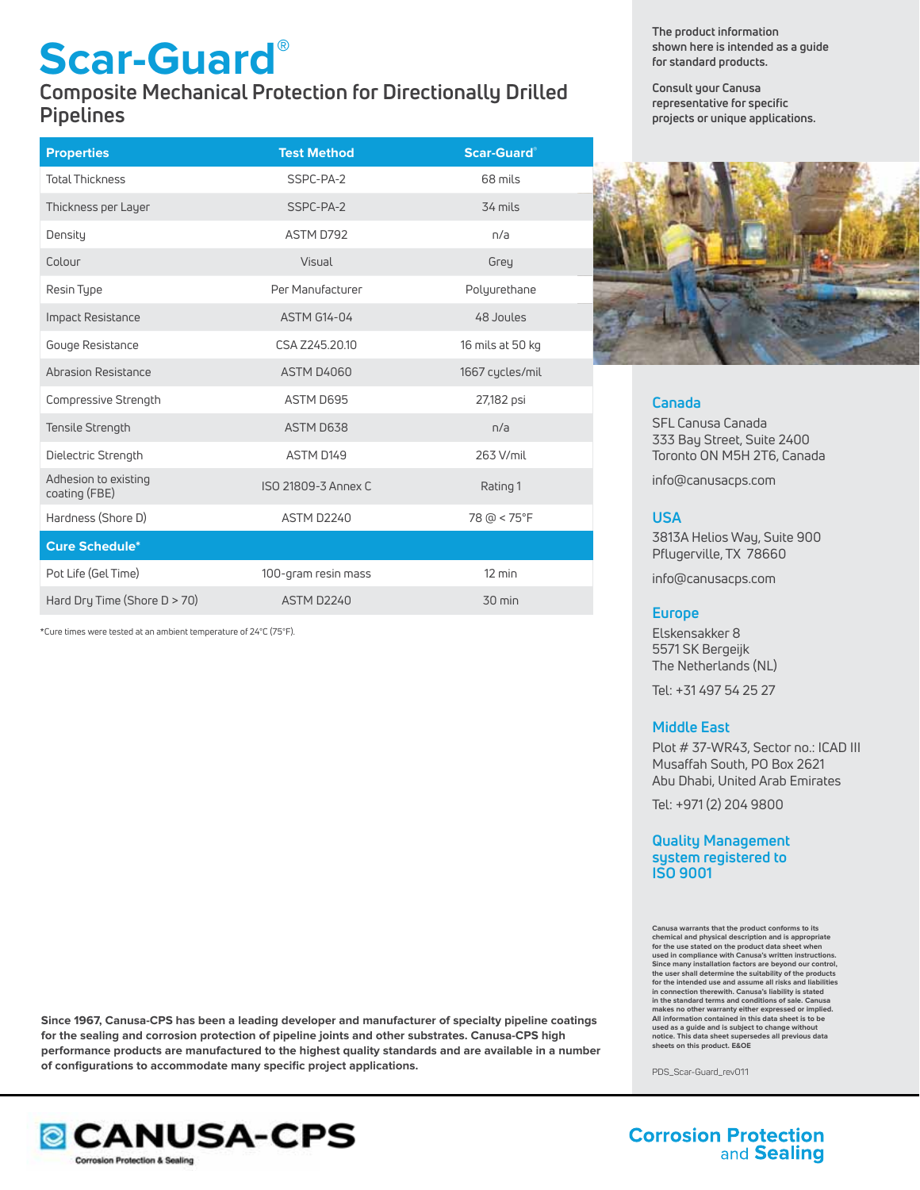# Scar-Guard®

## Composite Mechanical Protection for Directionally Drilled Pipelines

| Properties | Test Method | Scar-Guard® |
|---|---|---|
| Total Thickness | SSPC-PA-2 | 68 mils |
| Thickness per Layer | SSPC-PA-2 | 34 mils |
| Density | ASTM D792 | n/a |
| Colour | Visual | Grey |
| Resin Type | Per Manufacturer | Polyurethane |
| Impact Resistance | ASTM G14-04 | 48 Joules |
| Gouge Resistance | CSA Z245.20.10 | 16 mils at 50 kg |
| Abrasion Resistance | ASTM D4060 | 1667 cycles/mil |
| Compressive Strength | ASTM D695 | 27,182 psi |
| Tensile Strength | ASTM D638 | n/a |
| Dielectric Strength | ASTM D149 | 263 V/mil |
| Adhesion to existing coating (FBE) | ISO 21809-3 Annex C | Rating 1 |
| Hardness (Shore D) | ASTM D2240 | 78 @ < 75°F |
| **Cure Schedule*** | | |
| Pot Life (Gel Time) | 100-gram resin mass | 12 min |
| Hard Dry Time (Shore D > 70) | ASTM D2240 | 30 min |

*Cure times were tested at an ambient temperature of 24°C (75°F).

**Since 1967, Canusa-CPS has been a leading developer and manufacturer of specialty pipeline coatings for the sealing and corrosion protection of pipeline joints and other substrates. Canusa-CPS high performance products are manufactured to the highest quality standards and are available in a number of configurations to accommodate many specific project applications.**

**The product information shown here is intended as a guide for standard products.**

**Consult your Canusa representative for specific projects or unique applications.**

### Canada

SFL Canusa Canada
333 Bay Street, Suite 2400
Toronto ON M5H 2T6, Canada

info@canusacps.com

### USA

3813A Helios Way, Suite 900
Pflugerville, TX 78660

info@canusacps.com

### Europe

Elskensakker 8
5571 SK Bergeijk
The Netherlands (NL)

Tel: +31 497 54 25 27

### Middle East

Plot # 37-WR43, Sector no.: ICAD III
Musaffah South, PO Box 2621
Abu Dhabi, United Arab Emirates

Tel: +971 (2) 204 9800

### Quality Management system registered to ISO 9001

Canusa warrants that the product conforms to its chemical and physical description and is appropriate for the use stated on the product data sheet when used in compliance with Canusa's written instructions. Since many installation factors are beyond our control, the user shall determine the suitability of the products for the intended use and assume all risks and liabilities in connection therewith. Canusa's liability is stated in the standard terms and conditions of sale. Canusa makes no other warranty either expressed or implied. All information contained in this data sheet is to be used as a guide and is subject to change without notice. This data sheet supersedes all previous data sheets on this product. E&OE

PDS_Scar-Guard_rev011

CANUSA-CPS
Corrosion Protection & Sealing

Corrosion Protection and Sealing